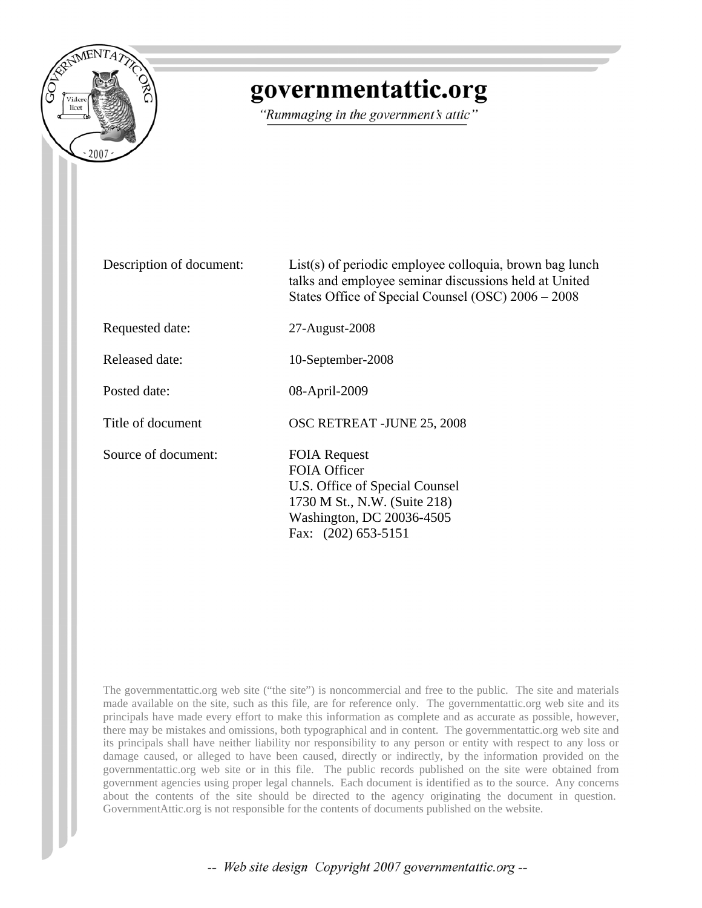# governmentattic.org

*"Rummaging in the government's attic"*

| | |
|---|---|
| Description of document: | List(s) of periodic employee colloquia, brown bag lunch talks and employee seminar discussions held at United States Office of Special Counsel (OSC) 2006 – 2008 |
| Requested date: | 27-August-2008 |
| Released date: | 10-September-2008 |
| Posted date: | 08-April-2009 |
| Title of document | OSC RETREAT -JUNE 25, 2008 |
| Source of document: | FOIA Request<br>FOIA Officer<br>U.S. Office of Special Counsel<br>1730 M St., N.W. (Suite 218)<br>Washington, DC 20036-4505<br>Fax: (202) 653-5151 |

The governmentattic.org web site ("the site") is noncommercial and free to the public. The site and materials made available on the site, such as this file, are for reference only. The governmentattic.org web site and its principals have made every effort to make this information as complete and as accurate as possible, however, there may be mistakes and omissions, both typographical and in content. The governmentattic.org web site and its principals shall have neither liability nor responsibility to any person or entity with respect to any loss or damage caused, or alleged to have been caused, directly or indirectly, by the information provided on the governmentattic.org web site or in this file. The public records published on the site were obtained from government agencies using proper legal channels. Each document is identified as to the source. Any concerns about the contents of the site should be directed to the agency originating the document in question. GovernmentAttic.org is not responsible for the contents of documents published on the website.

*-- Web site design Copyright 2007 governmentattic.org --*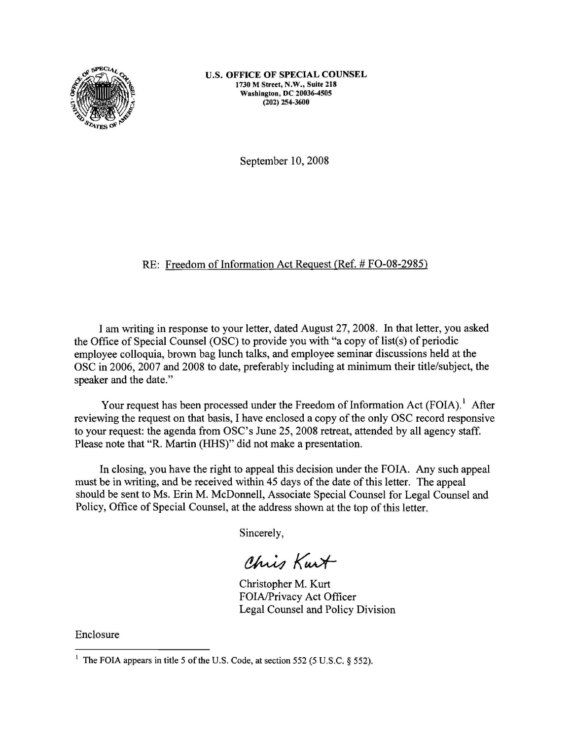**U.S. OFFICE OF SPECIAL COUNSEL**
1730 M Street, N.W., Suite 218
Washington, DC 20036-4505
(202) 254-3600

September 10, 2008

RE: Freedom of Information Act Request (Ref. # FO-08-2985)

I am writing in response to your letter, dated August 27, 2008. In that letter, you asked the Office of Special Counsel (OSC) to provide you with "a copy of list(s) of periodic employee colloquia, brown bag lunch talks, and employee seminar discussions held at the OSC in 2006, 2007 and 2008 to date, preferably including at minimum their title/subject, the speaker and the date."

Your request has been processed under the Freedom of Information Act (FOIA).[1] After reviewing the request on that basis, I have enclosed a copy of the only OSC record responsive to your request: the agenda from OSC's June 25, 2008 retreat, attended by all agency staff. Please note that "R. Martin (HHS)" did not make a presentation.

In closing, you have the right to appeal this decision under the FOIA. Any such appeal must be in writing, and be received within 45 days of the date of this letter. The appeal should be sent to Ms. Erin M. McDonnell, Associate Special Counsel for Legal Counsel and Policy, Office of Special Counsel, at the address shown at the top of this letter.

Sincerely,

Chris Kurt

Christopher M. Kurt
FOIA/Privacy Act Officer
Legal Counsel and Policy Division

Enclosure

[1] The FOIA appears in title 5 of the U.S. Code, at section 552 (5 U.S.C. § 552).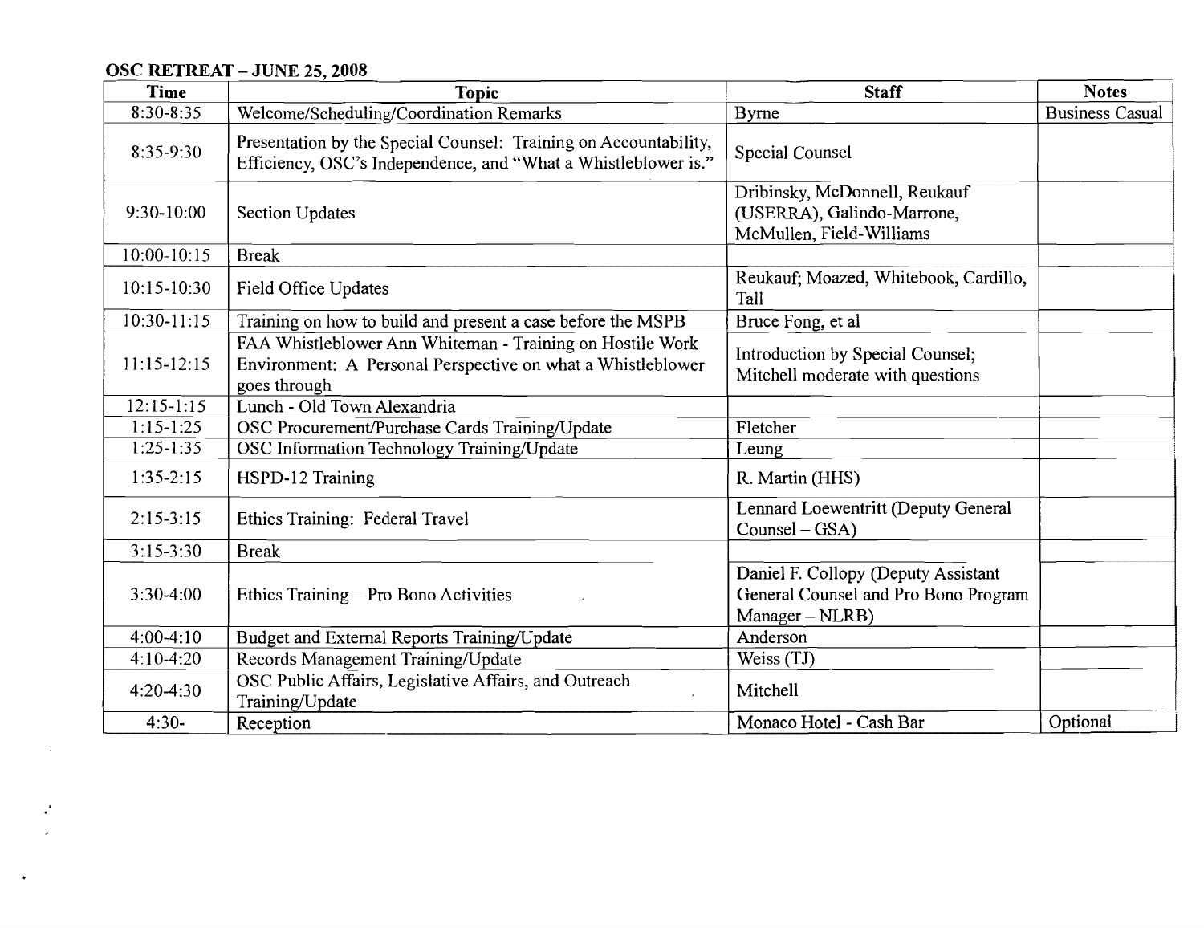**OSC RETREAT – JUNE 25, 2008**

| Time | Topic | Staff | Notes |
|---|---|---|---|
| 8:30-8:35 | Welcome/Scheduling/Coordination Remarks | Byrne | Business Casual |
| 8:35-9:30 | Presentation by the Special Counsel: Training on Accountability, Efficiency, OSC's Independence, and "What a Whistleblower is." | Special Counsel | |
| 9:30-10:00 | Section Updates | Dribinsky, McDonnell, Reukauf (USERRA), Galindo-Marrone, McMullen, Field-Williams | |
| 10:00-10:15 | Break | | |
| 10:15-10:30 | Field Office Updates | Reukauf; Moazed, Whitebook, Cardillo, Tall | |
| 10:30-11:15 | Training on how to build and present a case before the MSPB | Bruce Fong, et al | |
| 11:15-12:15 | FAA Whistleblower Ann Whiteman - Training on Hostile Work Environment: A Personal Perspective on what a Whistleblower goes through | Introduction by Special Counsel; Mitchell moderate with questions | |
| 12:15-1:15 | Lunch - Old Town Alexandria | | |
| 1:15-1:25 | OSC Procurement/Purchase Cards Training/Update | Fletcher | |
| 1:25-1:35 | OSC Information Technology Training/Update | Leung | |
| 1:35-2:15 | HSPD-12 Training | R. Martin (HHS) | |
| 2:15-3:15 | Ethics Training: Federal Travel | Lennard Loewentritt (Deputy General Counsel – GSA) | |
| 3:15-3:30 | Break | | |
| 3:30-4:00 | Ethics Training – Pro Bono Activities | Daniel F. Collopy (Deputy Assistant General Counsel and Pro Bono Program Manager – NLRB) | |
| 4:00-4:10 | Budget and External Reports Training/Update | Anderson | |
| 4:10-4:20 | Records Management Training/Update | Weiss (TJ) | |
| 4:20-4:30 | OSC Public Affairs, Legislative Affairs, and Outreach Training/Update | Mitchell | |
| 4:30- | Reception | Monaco Hotel - Cash Bar | Optional |